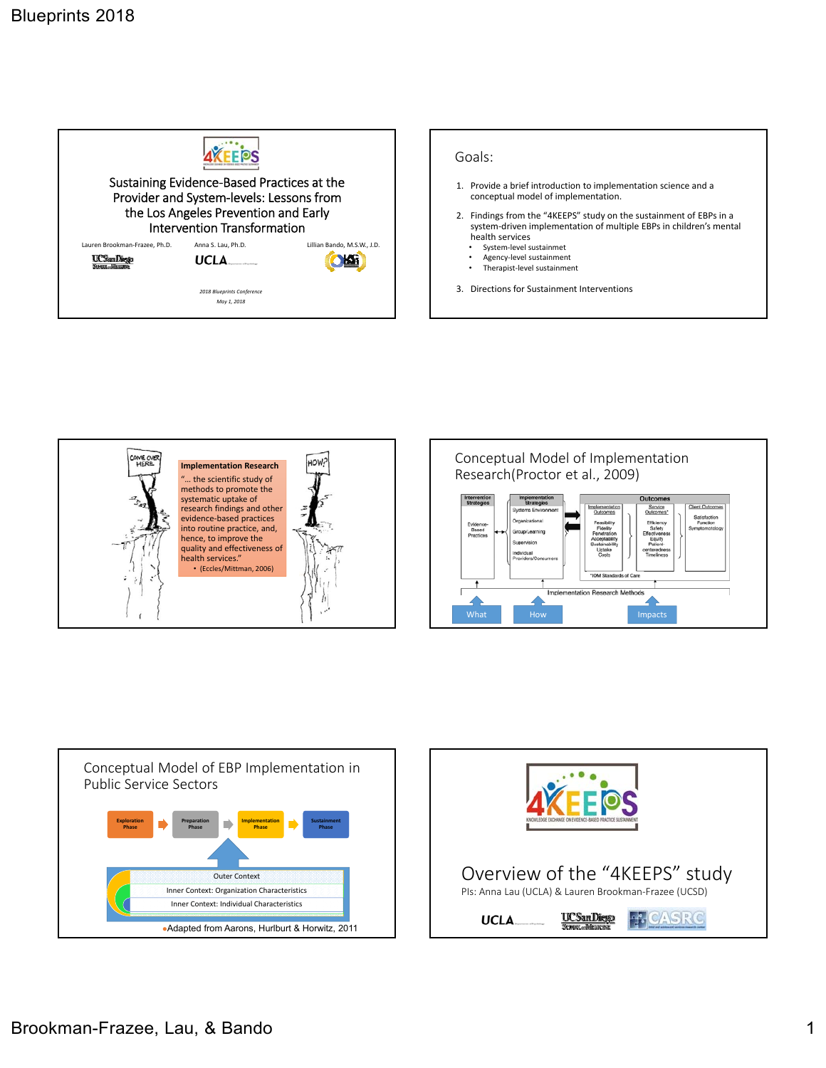## Sustaining Evidence-Based Practices at the Provider and System-levels: Lessons from the Los Angeles Prevention and Early Intervention Transformation

Lauren Brookman-Frazee, Ph.D.  Anna S. Lau, Ph.D.  Lillian Bando, M.S.W., J.D.

*2018 Blueprints Conference*

*May 1, 2018*

## Goals:

1. Provide a brief introduction to implementation science and a conceptual model of implementation.
2. Findings from the "4KEEPS" study on the sustainment of EBPs in a system-driven implementation of multiple EBPs in children's mental health services
   - System-level sustainmet
   - Agency-level sustainment
   - Therapist-level sustainment
3. Directions for Sustainment Interventions

**Implementation Research**

"… the scientific study of methods to promote the systematic uptake of research findings and other evidence-based practices into routine practice, and, hence, to improve the quality and effectiveness of health services."

- (Eccles/Mittman, 2006)

COME OVER HERE

HOW?

## Conceptual Model of Implementation Research(Proctor et al., 2009)

- Intervention Strategies: Evidence-Based Practices
- Implementation Strategies: Systems Environment, Organizational, Group/Learning, Supervision, Individual Providers/Consumers
- Outcomes:
  - Implementation Outcomes: Feasibility, Fidelity, Penetration, Acceptability, Sustainability, Uptake, Costs
  - Service Outcomes*: Efficiency, Safety, Effectiveness, Equity, Patient-centeredness, Timeliness
  - Client Outcomes: Satisfaction, Function, Symptomatology

*IOM Standards of Care

Implementation Research Methods

What | How | Impacts

## Conceptual Model of EBP Implementation in Public Service Sectors

Exploration Phase → Preparation Phase → Implementation Phase → Sustainment Phase

Outer Context

Inner Context: Organization Characteristics

Inner Context: Individual Characteristics

- Adapted from Aarons, Hurlburt & Horwitz, 2011

4KEEPS — KNOWLEDGE EXCHANGE ON EVIDENCE-BASED PRACTICE SUSTAINMENT

## Overview of the "4KEEPS" study

PIs: Anna Lau (UCLA) & Lauren Brookman-Frazee (UCSD)

UCLA  UC San Diego  CASRC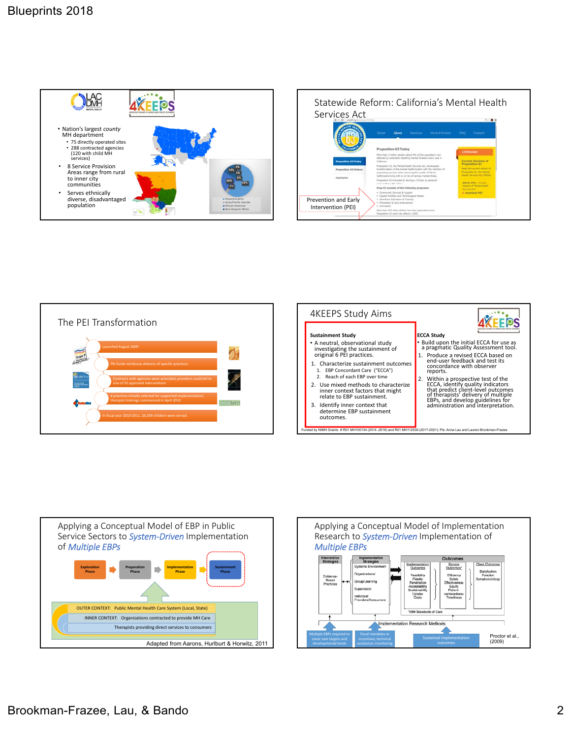## LAC DMH / 4KEEPS

- Nation's largest *county* MH department
  - 75 directly operated sites
  - 288 contracted agencies (120 with child MH services)
- 8 Service Provision Areas range from rural to inner city communities
- Serves ethnically diverse, disadvantaged population

## Statewide Reform: California's Mental Health Services Act

Prevention and Early Intervention (PEI)

## The PEI Transformation

- Launched August 2009
- PEI funds reimburse delivery of specific practices.
- Contracts with agencies were amended, providers could bill to one of 52 approved interventions
- 6 practices initially selected for supported implementation, therapist trainings commenced in April 2010
- In fiscal year 2010-2011, 26,339 children were served.

## 4KEEPS Study Aims

**Sustainment Study**

- A neutral, observational study investigating the sustainment of original 6 PEI practices.

1. Characterize sustainment outcomes
   1. EBP Concordant Care ("ECCA")
   2. Reach of each EBP over time
2. Use mixed methods to characterize inner context factors that might relate to EBP sustainment.
3. Identify inner context that determine EBP sustainment outcomes.

**ECCA Study**

- Build upon the initial ECCA for use as a pragmatic Quality Assessment tool.

1. Produce a revised ECCA based on end-user feedback and test its concordance with observer reports.
2. Within a prospective test of the ECCA, identify quality indicators that predict client-level outcomes of therapists' delivery of multiple EBPs, and develop guidelines for administration and interpretation.

Funded by NIMH Grants # R01 MH100134 (2014 -2018) and R01 MH112536 (2017-2021); PIs: Anna Lau and Lauren Brookman-Frazee

## Applying a Conceptual Model of EBP in Public Service Sectors to *System-Driven* Implementation of *Multiple EBPs*

Exploration Phase → Preparation Phase → Implementation Phase → Sustainment Phase

- OUTER CONTEXT: Public Mental Health Care System (Local, State)
- INNER CONTEXT: Organizations contracted to provide MH Care
- Therapists providing direct services to consumers

Adapted from Aarons, Hurlburt & Horwitz, 2011

## Applying a Conceptual Model of Implementation Research to *System-Driven* Implementation of *Multiple EBPs*

- Intervention Strategies: Evidence-Based Practices
- Implementation Strategies: Systems Environment; Organizational; Group/Learning; Supervision; Individual Providers/Consumers
- Outcomes:
  - Implementation Outcomes: Feasibility; Fidelity; Penetration; Acceptability; Sustainability; Uptake; Costs
  - Service Outcomes*: Efficiency; Safety; Effectiveness; Equity; Patient-centeredness; Timeliness
  - Client Outcomes: Satisfaction; Function; Symptomatology
  - *IOM Standards of Care
- Implementation Research Methods
- Multiple EBPs required to cover care targets and developmental levels
- Fiscal mandates or incentives; technical assistance; monitoring
- Sustained implementation outcomes

Proctor et al., (2009)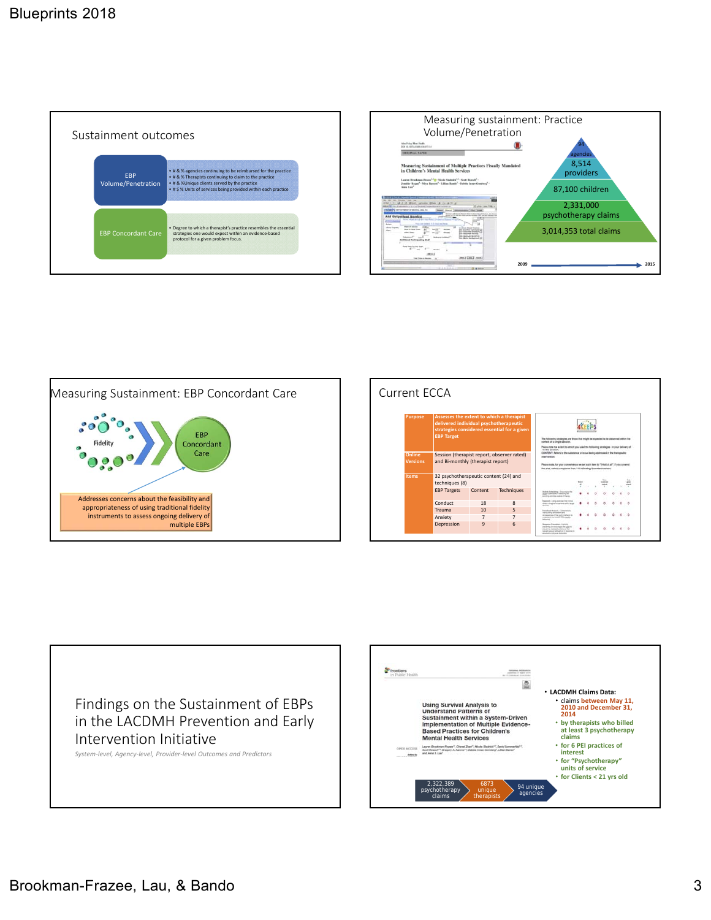## Sustainment outcomes

**EBP Volume/Penetration**

- # & % agencies continuing to be reimbursed for the practice
- # & % Therapists continuing to claim to the practice
- # & %Unique clients served by the practice
- # $ % Units of services being provided within each practice

**EBP Concordant Care**

- Degree to which a therapist's practice resembles the essential strategies one would expect within an evidence-based protocol for a given problem focus.

## Measuring sustainment: Practice Volume/Penetration

Measuring Sustainment of Multiple Practices Fiscally Mandated in Children's Mental Health Services

- 94 agencies
- 8,514 providers
- 87,100 children
- 2,331,000 psychotherapy claims
- 3,014,353 total claims

2009 → 2015

## Measuring Sustainment: EBP Concordant Care

Fidelity → EBP Concordant Care

Addresses concerns about the feasibility and appropriateness of using traditional fidelity instruments to assess ongoing delivery of multiple EBPs

## Current ECCA

| | | | |
|---|---|---|---|
| Purpose | Assesses the extent to which a therapist delivered individual psychotherapeutic strategies considered essential for a given EBP Target | | |
| Online Versions | Session (therapist report, observer rated) and Bi-monthly (therapist report) | | |
| Items | 32 psychotherapeutic content (24) and techniques (8) | | |
| | EBP Targets | Content | Techniques |
| | Conduct | 18 | 8 |
| | Trauma | 10 | 5 |
| | Anxiety | 7 | 7 |
| | Depression | 9 | 6 |

## Findings on the Sustainment of EBPs in the LACDMH Prevention and Early Intervention Initiative

*System-level, Agency-level, Provider-level Outcomes and Predictors*

## Using Survival Analysis to Understand Patterns of Sustainment within a System-Driven Implementation of Multiple Evidence-Based Practices for Children's Mental Health Services

- **LACDMH Claims Data:**
  - claims between May 11, 2010 and December 31, 2014
  - by therapists who billed at least 3 psychotherapy claims
  - for 6 PEI practices of interest
  - for "Psychotherapy" units of service
  - for Clients < 21 yrs old

2,322,389 psychotherapy claims → 6873 unique therapists → 94 unique agencies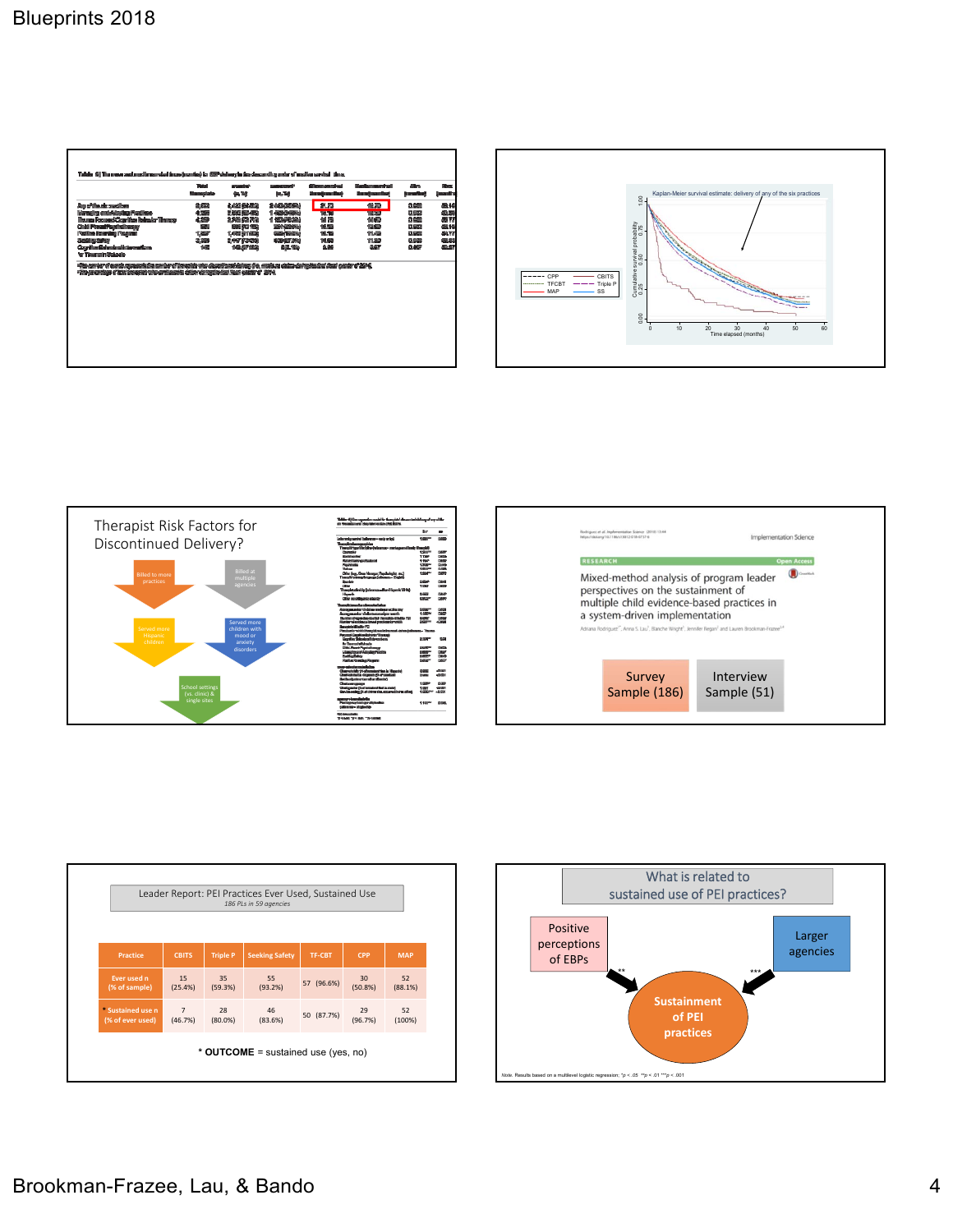Blueprints 2018

Kaplan-Meier survival estimate: delivery of any of the six practices

CPP, CBITS, TFCBT, Triple P, MAP, SS

Cumulative survival probability

Time elapsed (months)

## Therapist Risk Factors for Discontinued Delivery?

- Billed to more practices
- Billed at multiple agencies
- Served more Hispanic children
- Served more children with mood or anxiety disorders
- School settings (vs. clinic) & single sites

Implementation Science

RESEARCH — Open Access

Mixed-method analysis of program leader perspectives on the sustainment of multiple child evidence-based practices in a system-driven implementation

Adriana Rodriguez, Anna S. Lau, Bianche Wright, Jennifer Regan and Lauren Brookman-Frazee

Survey Sample (186) | Interview Sample (51)

Leader Report: PEI Practices Ever Used, Sustained Use

*186 PLs in 59 agencies*

| Practice | CBITS | Triple P | Seeking Safety | TF-CBT | CPP | MAP |
|---|---|---|---|---|---|---|
| Ever used n (% of sample) | 15 (25.4%) | 35 (59.3%) | 55 (93.2%) | 57 (96.6%) | 30 (50.8%) | 52 (88.1%) |
| * Sustained use n (% of ever used) | 7 (46.7%) | 28 (80.0%) | 46 (83.6%) | 50 (87.7%) | 29 (96.7%) | 52 (100%) |

* **OUTCOME** = sustained use (yes, no)

What is related to sustained use of PEI practices?

- Positive perceptions of EBPs (**)
- Larger agencies (***)
- → Sustainment of PEI practices

*Note.* Results based on a multilevel logistic regression; *p < .05 **p < .01 ***p < .001

Brookman-Frazee, Lau, & Bando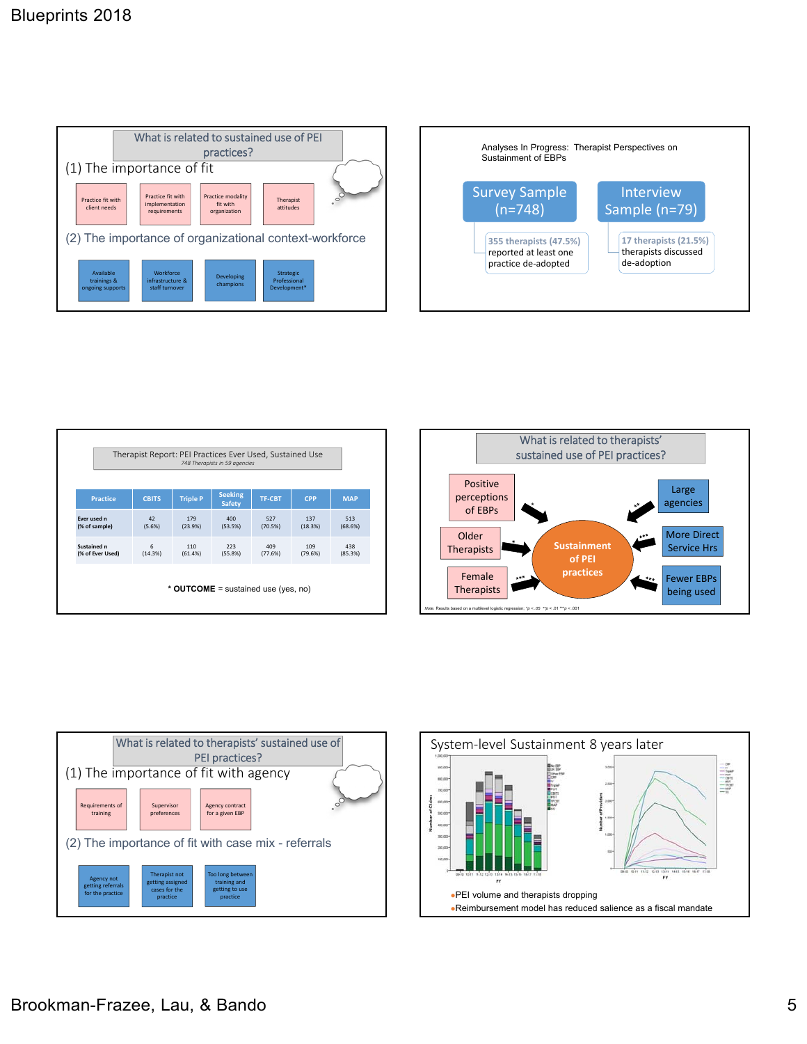## What is related to sustained use of PEI practices?

(1) The importance of fit

- Practice fit with client needs
- Practice fit with implementation requirements
- Practice modality fit with organization
- Therapist attitudes

(2) The importance of organizational context-workforce

- Available trainings & ongoing supports
- Workforce infrastructure & staff turnover
- Developing champions
- Strategic Professional Development*

---

Analyses In Progress: Therapist Perspectives on Sustainment of EBPs

**Survey Sample (n=748)**

- 355 therapists (47.5%) reported at least one practice de-adopted

**Interview Sample (n=79)**

- 17 therapists (21.5%) therapists discussed de-adoption

---

## Therapist Report: PEI Practices Ever Used, Sustained Use

*748 Therapists in 59 agencies*

| Practice | CBITS | Triple P | Seeking Safety | TF-CBT | CPP | MAP |
|---|---|---|---|---|---|---|
| Ever used n (% of sample) | 42 (5.6%) | 179 (23.9%) | 400 (53.5%) | 527 (70.5%) | 137 (18.3%) | 513 (68.6%) |
| Sustained n (% of Ever Used) | 6 (14.3%) | 110 (61.4%) | 223 (55.8%) | 409 (77.6%) | 109 (79.6%) | 438 (85.3%) |

\* **OUTCOME** = sustained use (yes, no)

---

## What is related to therapists' sustained use of PEI practices?

Sustainment of PEI practices:

- Positive perceptions of EBPs *
- Older Therapists *
- Female Therapists ***
- Large agencies **
- More Direct Service Hrs ***
- Fewer EBPs being used ***

*Note.* Results based on a multilevel logistic regression; *p < .05 **p < .01 ***p < .001

---

## What is related to therapists' sustained use of PEI practices?

(1) The importance of fit with agency

- Requirements of training
- Supervisor preferences
- Agency contract for a given EBP

(2) The importance of fit with case mix - referrals

- Agency not getting referrals for the practice
- Therapist not getting assigned cases for the practice
- Too long between training and getting to use practice

---

## System-level Sustainment 8 years later

- PEI volume and therapists dropping
- Reimbursement model has reduced salience as a fiscal mandate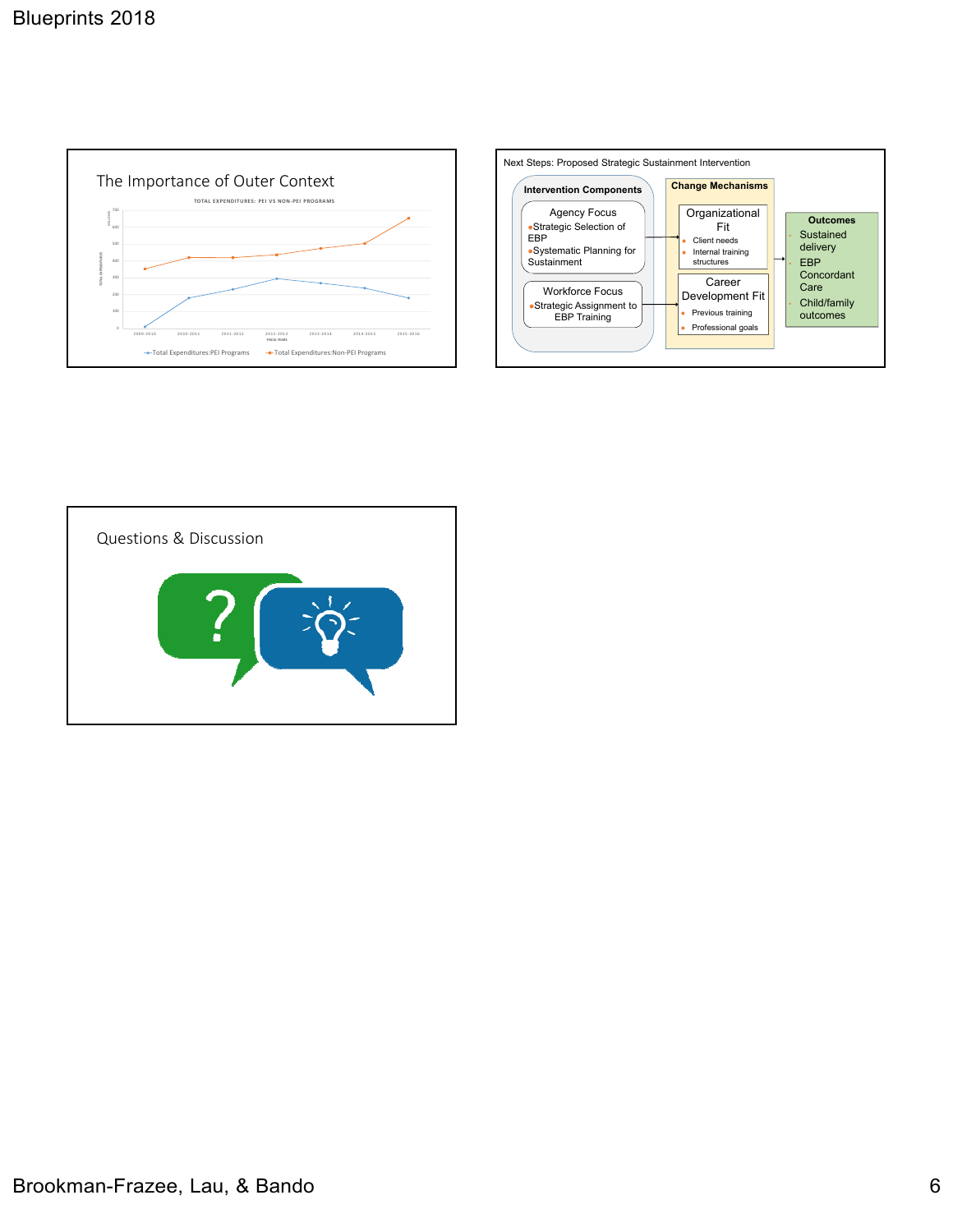## The Importance of Outer Context

TOTAL EXPENDITURES: PEI VS NON-PEI PROGRAMS

700
600
500
400
300
200
100
0

2009-2010
2010-2011
2011-2012
2012-2013
2013-2014
2014-2015
2015-2016

FISCAL YEARS

TOTAL EXPENDITURES

Total Expenditures:PEI Programs
Total Expenditures:Non-PEI Programs

## Next Steps: Proposed Strategic Sustainment Intervention

**Intervention Components**

Agency Focus
- Strategic Selection of EBP
- Systematic Planning for Sustainment

Workforce Focus
- Strategic Assignment to EBP Training

**Change Mechanisms**

Organizational Fit
- Client needs
- Internal training structures

Career Development Fit
- Previous training
- Professional goals

**Outcomes**
- Sustained delivery
- EBP Concordant Care
- Child/family outcomes

## Questions & Discussion